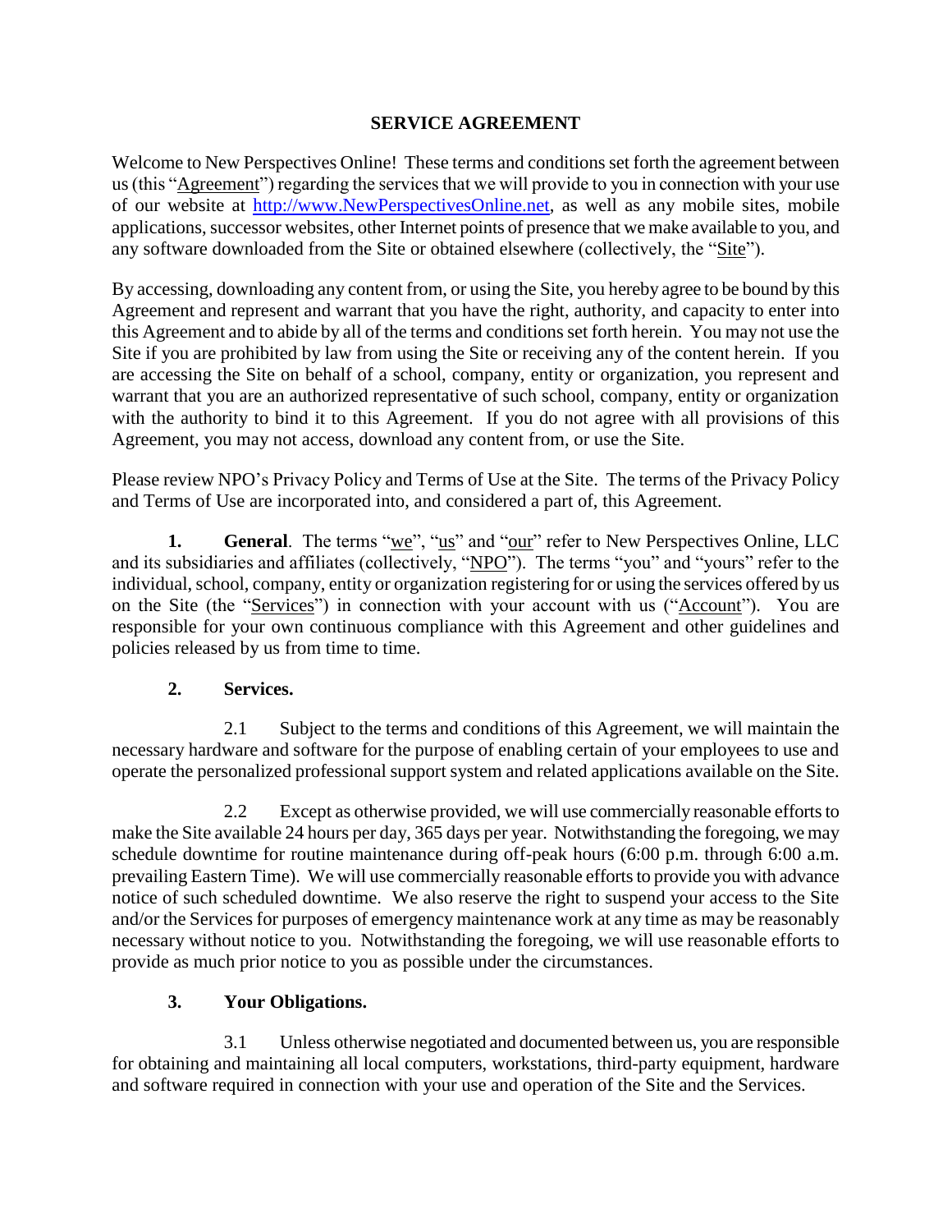# SERVICE AGREEMENT

Welcome to New Perspectives Online! These terms and conditions set forth the agreement between us (this "Agreement") regarding the services that we will provide to you in connection with your use of our website at [http://www.NewPerspectivesOnline.net](http://www.NewPerspectivesOnline.net), as well as any mobile sites, mobile applications, successor websites, other Internet points of presence that we make available to you, and any software downloaded from the Site or obtained elsewhere (collectively, the "Site").

By accessing, downloading any content from, or using the Site, you hereby agree to be bound by this Agreement and represent and warrant that you have the right, authority, and capacity to enter into this Agreement and to abide by all of the terms and conditions set forth herein. You may not use the Site if you are prohibited by law from using the Site or receiving any of the content herein. If you are accessing the Site on behalf of a school, company, entity or organization, you represent and warrant that you are an authorized representative of such school, company, entity or organization with the authority to bind it to this Agreement. If you do not agree with all provisions of this Agreement, you may not access, download any content from, or use the Site.

Please review NPO's Privacy Policy and Terms of Use at the Site. The terms of the Privacy Policy and Terms of Use are incorporated into, and considered a part of, this Agreement.

**1. General**. The terms "we", "us" and "our" refer to New Perspectives Online, LLC and its subsidiaries and affiliates (collectively, "NPO"). The terms "you" and "yours" refer to the individual, school, company, entity or organization registering for or using the services offered by us on the Site (the "Services") in connection with your account with us ("Account"). You are responsible for your own continuous compliance with this Agreement and other guidelines and policies released by us from time to time.

**2. Services.**

2.1 Subject to the terms and conditions of this Agreement, we will maintain the necessary hardware and software for the purpose of enabling certain of your employees to use and operate the personalized professional support system and related applications available on the Site.

2.2 Except as otherwise provided, we will use commercially reasonable efforts to make the Site available 24 hours per day, 365 days per year. Notwithstanding the foregoing, we may schedule downtime for routine maintenance during off-peak hours (6:00 p.m. through 6:00 a.m. prevailing Eastern Time). We will use commercially reasonable efforts to provide you with advance notice of such scheduled downtime. We also reserve the right to suspend your access to the Site and/or the Services for purposes of emergency maintenance work at any time as may be reasonably necessary without notice to you. Notwithstanding the foregoing, we will use reasonable efforts to provide as much prior notice to you as possible under the circumstances.

**3. Your Obligations.**

3.1 Unless otherwise negotiated and documented between us, you are responsible for obtaining and maintaining all local computers, workstations, third-party equipment, hardware and software required in connection with your use and operation of the Site and the Services.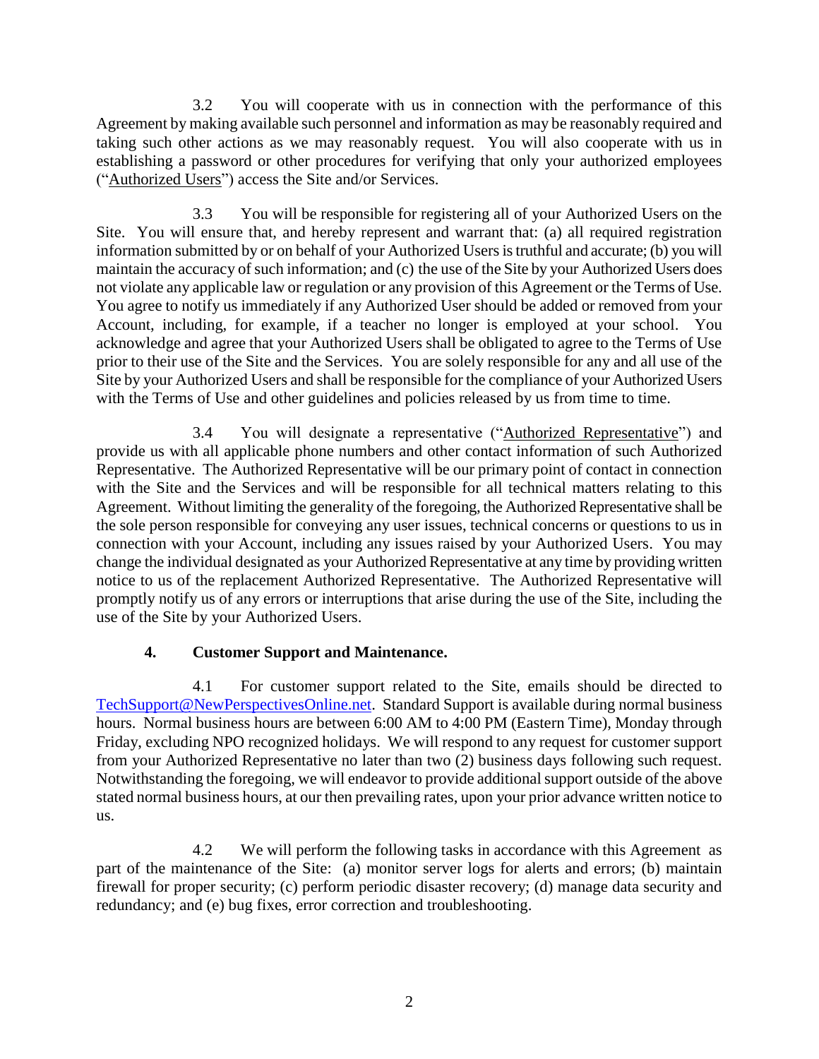3.2 You will cooperate with us in connection with the performance of this Agreement by making available such personnel and information as may be reasonably required and taking such other actions as we may reasonably request. You will also cooperate with us in establishing a password or other procedures for verifying that only your authorized employees ("Authorized Users") access the Site and/or Services.

3.3 You will be responsible for registering all of your Authorized Users on the Site. You will ensure that, and hereby represent and warrant that: (a) all required registration information submitted by or on behalf of your Authorized Users is truthful and accurate; (b) you will maintain the accuracy of such information; and (c) the use of the Site by your Authorized Users does not violate any applicable law or regulation or any provision of this Agreement or the Terms of Use. You agree to notify us immediately if any Authorized User should be added or removed from your Account, including, for example, if a teacher no longer is employed at your school. You acknowledge and agree that your Authorized Users shall be obligated to agree to the Terms of Use prior to their use of the Site and the Services. You are solely responsible for any and all use of the Site by your Authorized Users and shall be responsible for the compliance of your Authorized Users with the Terms of Use and other guidelines and policies released by us from time to time.

3.4 You will designate a representative ("Authorized Representative") and provide us with all applicable phone numbers and other contact information of such Authorized Representative. The Authorized Representative will be our primary point of contact in connection with the Site and the Services and will be responsible for all technical matters relating to this Agreement. Without limiting the generality of the foregoing, the Authorized Representative shall be the sole person responsible for conveying any user issues, technical concerns or questions to us in connection with your Account, including any issues raised by your Authorized Users. You may change the individual designated as your Authorized Representative at any time by providing written notice to us of the replacement Authorized Representative. The Authorized Representative will promptly notify us of any errors or interruptions that arise during the use of the Site, including the use of the Site by your Authorized Users.

## 4. Customer Support and Maintenance.

4.1 For customer support related to the Site, emails should be directed to TechSupport@NewPerspectivesOnline.net. Standard Support is available during normal business hours. Normal business hours are between 6:00 AM to 4:00 PM (Eastern Time), Monday through Friday, excluding NPO recognized holidays. We will respond to any request for customer support from your Authorized Representative no later than two (2) business days following such request. Notwithstanding the foregoing, we will endeavor to provide additional support outside of the above stated normal business hours, at our then prevailing rates, upon your prior advance written notice to us.

4.2 We will perform the following tasks in accordance with this Agreement as part of the maintenance of the Site: (a) monitor server logs for alerts and errors; (b) maintain firewall for proper security; (c) perform periodic disaster recovery; (d) manage data security and redundancy; and (e) bug fixes, error correction and troubleshooting.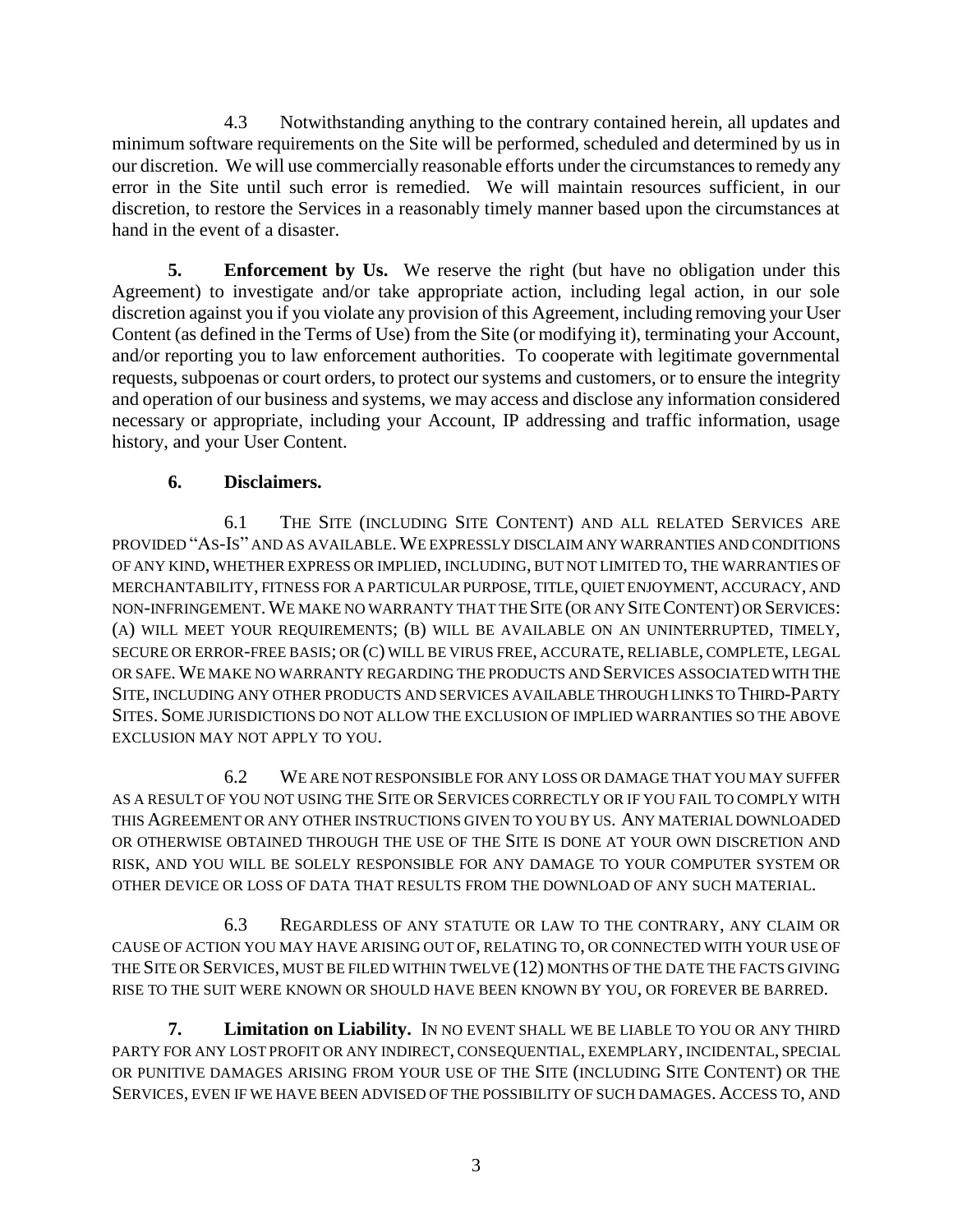4.3 Notwithstanding anything to the contrary contained herein, all updates and minimum software requirements on the Site will be performed, scheduled and determined by us in our discretion. We will use commercially reasonable efforts under the circumstances to remedy any error in the Site until such error is remedied. We will maintain resources sufficient, in our discretion, to restore the Services in a reasonably timely manner based upon the circumstances at hand in the event of a disaster.

**5. Enforcement by Us.** We reserve the right (but have no obligation under this Agreement) to investigate and/or take appropriate action, including legal action, in our sole discretion against you if you violate any provision of this Agreement, including removing your User Content (as defined in the Terms of Use) from the Site (or modifying it), terminating your Account, and/or reporting you to law enforcement authorities. To cooperate with legitimate governmental requests, subpoenas or court orders, to protect our systems and customers, or to ensure the integrity and operation of our business and systems, we may access and disclose any information considered necessary or appropriate, including your Account, IP addressing and traffic information, usage history, and your User Content.

**6. Disclaimers.**

6.1 THE SITE (INCLUDING SITE CONTENT) AND ALL RELATED SERVICES ARE PROVIDED "AS-IS" AND AS AVAILABLE. WE EXPRESSLY DISCLAIM ANY WARRANTIES AND CONDITIONS OF ANY KIND, WHETHER EXPRESS OR IMPLIED, INCLUDING, BUT NOT LIMITED TO, THE WARRANTIES OF MERCHANTABILITY, FITNESS FOR A PARTICULAR PURPOSE, TITLE, QUIET ENJOYMENT, ACCURACY, AND NON-INFRINGEMENT. WE MAKE NO WARRANTY THAT THE SITE (OR ANY SITE CONTENT) OR SERVICES: (A) WILL MEET YOUR REQUIREMENTS; (B) WILL BE AVAILABLE ON AN UNINTERRUPTED, TIMELY, SECURE OR ERROR-FREE BASIS; OR (C) WILL BE VIRUS FREE, ACCURATE, RELIABLE, COMPLETE, LEGAL OR SAFE. WE MAKE NO WARRANTY REGARDING THE PRODUCTS AND SERVICES ASSOCIATED WITH THE SITE, INCLUDING ANY OTHER PRODUCTS AND SERVICES AVAILABLE THROUGH LINKS TO THIRD-PARTY SITES. SOME JURISDICTIONS DO NOT ALLOW THE EXCLUSION OF IMPLIED WARRANTIES SO THE ABOVE EXCLUSION MAY NOT APPLY TO YOU.

6.2 WE ARE NOT RESPONSIBLE FOR ANY LOSS OR DAMAGE THAT YOU MAY SUFFER AS A RESULT OF YOU NOT USING THE SITE OR SERVICES CORRECTLY OR IF YOU FAIL TO COMPLY WITH THIS AGREEMENT OR ANY OTHER INSTRUCTIONS GIVEN TO YOU BY US. ANY MATERIAL DOWNLOADED OR OTHERWISE OBTAINED THROUGH THE USE OF THE SITE IS DONE AT YOUR OWN DISCRETION AND RISK, AND YOU WILL BE SOLELY RESPONSIBLE FOR ANY DAMAGE TO YOUR COMPUTER SYSTEM OR OTHER DEVICE OR LOSS OF DATA THAT RESULTS FROM THE DOWNLOAD OF ANY SUCH MATERIAL.

6.3 REGARDLESS OF ANY STATUTE OR LAW TO THE CONTRARY, ANY CLAIM OR CAUSE OF ACTION YOU MAY HAVE ARISING OUT OF, RELATING TO, OR CONNECTED WITH YOUR USE OF THE SITE OR SERVICES, MUST BE FILED WITHIN TWELVE (12) MONTHS OF THE DATE THE FACTS GIVING RISE TO THE SUIT WERE KNOWN OR SHOULD HAVE BEEN KNOWN BY YOU, OR FOREVER BE BARRED.

**7. Limitation on Liability.** IN NO EVENT SHALL WE BE LIABLE TO YOU OR ANY THIRD PARTY FOR ANY LOST PROFIT OR ANY INDIRECT, CONSEQUENTIAL, EXEMPLARY, INCIDENTAL, SPECIAL OR PUNITIVE DAMAGES ARISING FROM YOUR USE OF THE SITE (INCLUDING SITE CONTENT) OR THE SERVICES, EVEN IF WE HAVE BEEN ADVISED OF THE POSSIBILITY OF SUCH DAMAGES. ACCESS TO, AND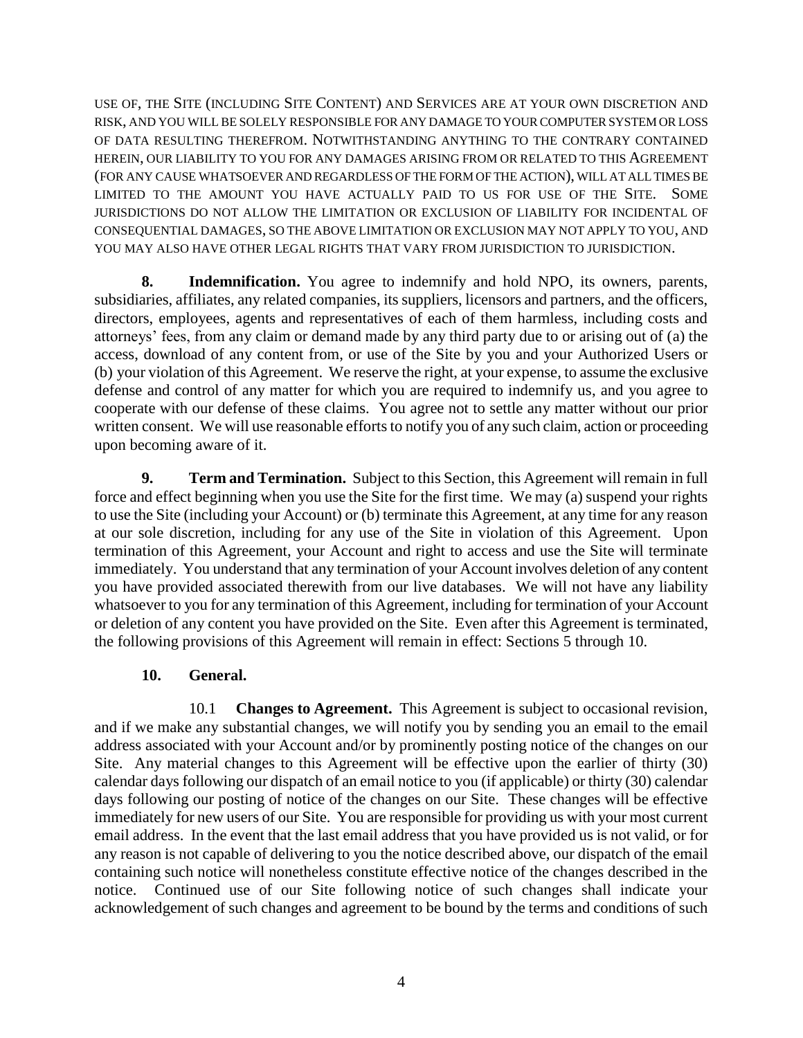USE OF, THE SITE (INCLUDING SITE CONTENT) AND SERVICES ARE AT YOUR OWN DISCRETION AND RISK, AND YOU WILL BE SOLELY RESPONSIBLE FOR ANY DAMAGE TO YOUR COMPUTER SYSTEM OR LOSS OF DATA RESULTING THEREFROM. NOTWITHSTANDING ANYTHING TO THE CONTRARY CONTAINED HEREIN, OUR LIABILITY TO YOU FOR ANY DAMAGES ARISING FROM OR RELATED TO THIS AGREEMENT (FOR ANY CAUSE WHATSOEVER AND REGARDLESS OF THE FORM OF THE ACTION), WILL AT ALL TIMES BE LIMITED TO THE AMOUNT YOU HAVE ACTUALLY PAID TO US FOR USE OF THE SITE. SOME JURISDICTIONS DO NOT ALLOW THE LIMITATION OR EXCLUSION OF LIABILITY FOR INCIDENTAL OF CONSEQUENTIAL DAMAGES, SO THE ABOVE LIMITATION OR EXCLUSION MAY NOT APPLY TO YOU, AND YOU MAY ALSO HAVE OTHER LEGAL RIGHTS THAT VARY FROM JURISDICTION TO JURISDICTION.

**8. Indemnification.** You agree to indemnify and hold NPO, its owners, parents, subsidiaries, affiliates, any related companies, its suppliers, licensors and partners, and the officers, directors, employees, agents and representatives of each of them harmless, including costs and attorneys' fees, from any claim or demand made by any third party due to or arising out of (a) the access, download of any content from, or use of the Site by you and your Authorized Users or (b) your violation of this Agreement. We reserve the right, at your expense, to assume the exclusive defense and control of any matter for which you are required to indemnify us, and you agree to cooperate with our defense of these claims. You agree not to settle any matter without our prior written consent. We will use reasonable efforts to notify you of any such claim, action or proceeding upon becoming aware of it.

**9. Term and Termination.** Subject to this Section, this Agreement will remain in full force and effect beginning when you use the Site for the first time. We may (a) suspend your rights to use the Site (including your Account) or (b) terminate this Agreement, at any time for any reason at our sole discretion, including for any use of the Site in violation of this Agreement. Upon termination of this Agreement, your Account and right to access and use the Site will terminate immediately. You understand that any termination of your Account involves deletion of any content you have provided associated therewith from our live databases. We will not have any liability whatsoever to you for any termination of this Agreement, including for termination of your Account or deletion of any content you have provided on the Site. Even after this Agreement is terminated, the following provisions of this Agreement will remain in effect: Sections 5 through 10.

**10. General.**

10.1 **Changes to Agreement.** This Agreement is subject to occasional revision, and if we make any substantial changes, we will notify you by sending you an email to the email address associated with your Account and/or by prominently posting notice of the changes on our Site. Any material changes to this Agreement will be effective upon the earlier of thirty (30) calendar days following our dispatch of an email notice to you (if applicable) or thirty (30) calendar days following our posting of notice of the changes on our Site. These changes will be effective immediately for new users of our Site. You are responsible for providing us with your most current email address. In the event that the last email address that you have provided us is not valid, or for any reason is not capable of delivering to you the notice described above, our dispatch of the email containing such notice will nonetheless constitute effective notice of the changes described in the notice. Continued use of our Site following notice of such changes shall indicate your acknowledgement of such changes and agreement to be bound by the terms and conditions of such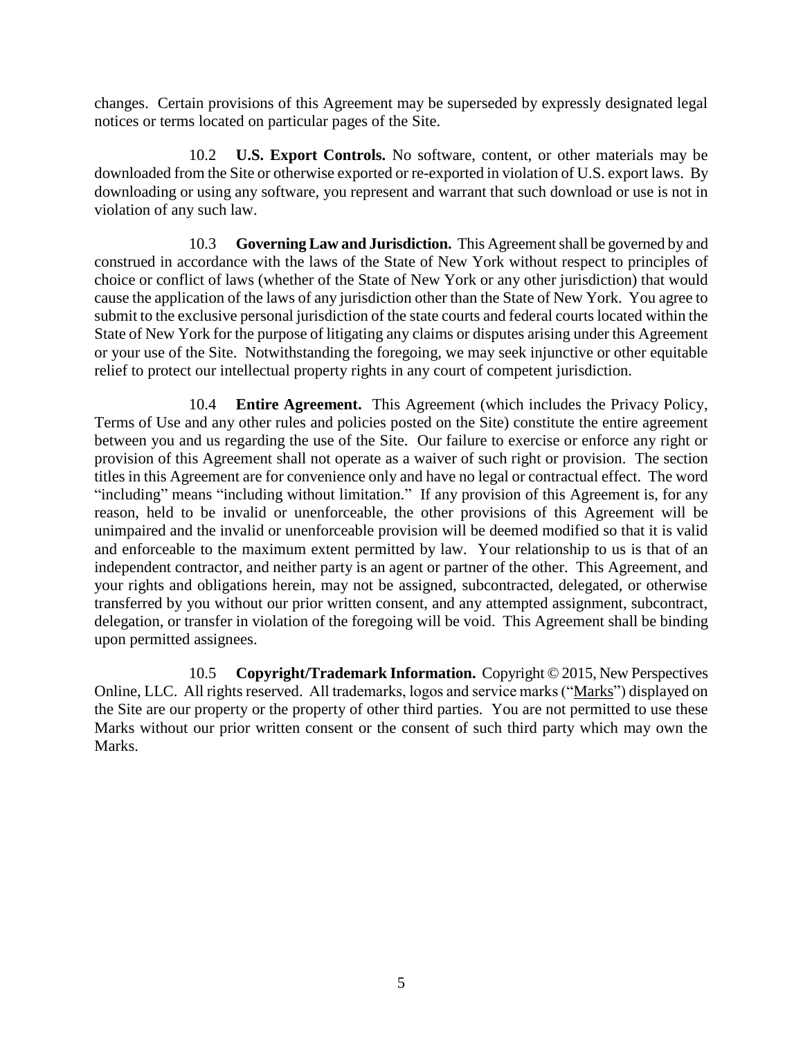changes. Certain provisions of this Agreement may be superseded by expressly designated legal notices or terms located on particular pages of the Site.

10.2 **U.S. Export Controls.** No software, content, or other materials may be downloaded from the Site or otherwise exported or re-exported in violation of U.S. export laws. By downloading or using any software, you represent and warrant that such download or use is not in violation of any such law.

10.3 **Governing Law and Jurisdiction.** This Agreement shall be governed by and construed in accordance with the laws of the State of New York without respect to principles of choice or conflict of laws (whether of the State of New York or any other jurisdiction) that would cause the application of the laws of any jurisdiction other than the State of New York. You agree to submit to the exclusive personal jurisdiction of the state courts and federal courts located within the State of New York for the purpose of litigating any claims or disputes arising under this Agreement or your use of the Site. Notwithstanding the foregoing, we may seek injunctive or other equitable relief to protect our intellectual property rights in any court of competent jurisdiction.

10.4 **Entire Agreement.** This Agreement (which includes the Privacy Policy, Terms of Use and any other rules and policies posted on the Site) constitute the entire agreement between you and us regarding the use of the Site. Our failure to exercise or enforce any right or provision of this Agreement shall not operate as a waiver of such right or provision. The section titles in this Agreement are for convenience only and have no legal or contractual effect. The word "including" means "including without limitation." If any provision of this Agreement is, for any reason, held to be invalid or unenforceable, the other provisions of this Agreement will be unimpaired and the invalid or unenforceable provision will be deemed modified so that it is valid and enforceable to the maximum extent permitted by law. Your relationship to us is that of an independent contractor, and neither party is an agent or partner of the other. This Agreement, and your rights and obligations herein, may not be assigned, subcontracted, delegated, or otherwise transferred by you without our prior written consent, and any attempted assignment, subcontract, delegation, or transfer in violation of the foregoing will be void. This Agreement shall be binding upon permitted assignees.

10.5 **Copyright/Trademark Information.** Copyright © 2015, New Perspectives Online, LLC. All rights reserved. All trademarks, logos and service marks ("Marks") displayed on the Site are our property or the property of other third parties. You are not permitted to use these Marks without our prior written consent or the consent of such third party which may own the Marks.